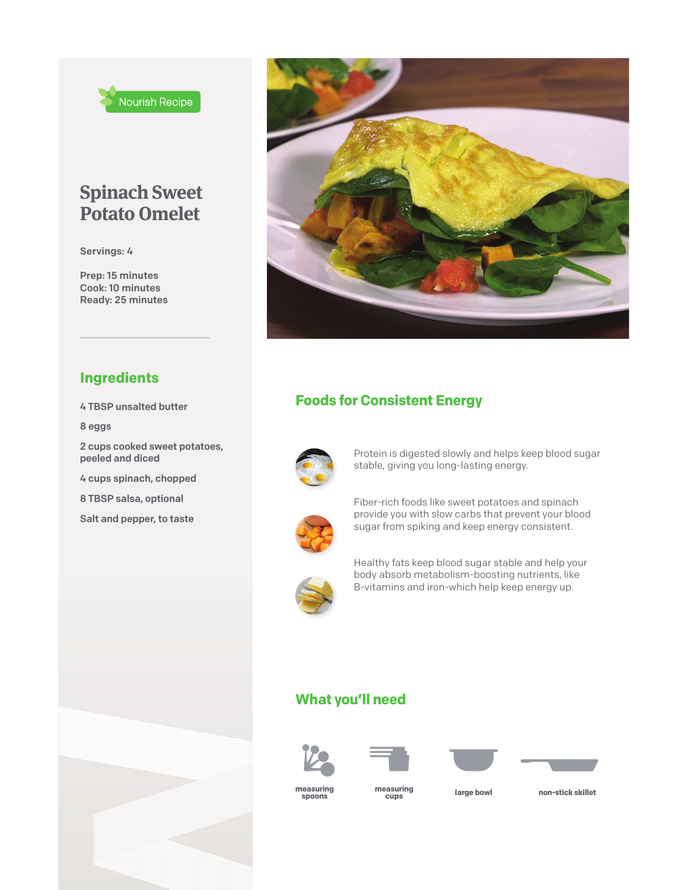Nourish Recipe

# Spinach Sweet Potato Omelet

Servings: 4

Prep: 15 minutes
Cook: 10 minutes
Ready: 25 minutes

## Ingredients

- 4 TBSP unsalted butter
- 8 eggs
- 2 cups cooked sweet potatoes, peeled and diced
- 4 cups spinach, chopped
- 8 TBSP salsa, optional
- Salt and pepper, to taste

## Foods for Consistent Energy

Protein is digested slowly and helps keep blood sugar stable, giving you long-lasting energy.

Fiber-rich foods like sweet potatoes and spinach provide you with slow carbs that prevent your blood sugar from spiking and keep energy consistent.

Healthy fats keep blood sugar stable and help your body absorb metabolism-boosting nutrients, like B-vitamins and iron-which help keep energy up.

## What you'll need

- measuring spoons
- measuring cups
- large bowl
- non-stick skillet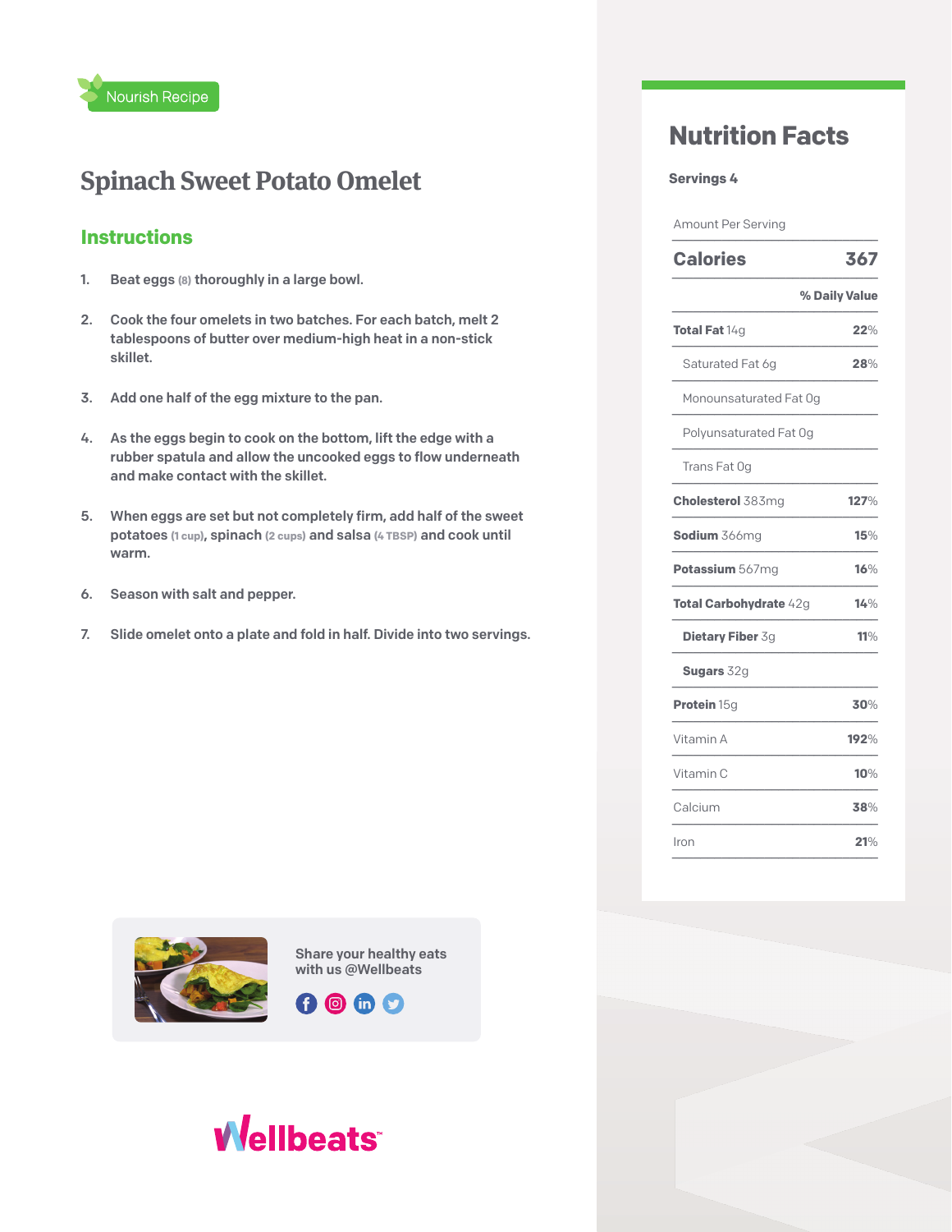Nourish Recipe

# Spinach Sweet Potato Omelet

## Instructions

1. Beat eggs (8) thoroughly in a large bowl.
2. Cook the four omelets in two batches. For each batch, melt 2 tablespoons of butter over medium-high heat in a non-stick skillet.
3. Add one half of the egg mixture to the pan.
4. As the eggs begin to cook on the bottom, lift the edge with a rubber spatula and allow the uncooked eggs to flow underneath and make contact with the skillet.
5. When eggs are set but not completely firm, add half of the sweet potatoes (1 cup), spinach (2 cups) and salsa (4 TBSP) and cook until warm.
6. Season with salt and pepper.
7. Slide omelet onto a plate and fold in half. Divide into two servings.

## Nutrition Facts

**Servings 4**

Amount Per Serving

| | |
|---|---|
| **Calories** | **367** |
| | **% Daily Value** |
| **Total Fat** 14g | **22%** |
| Saturated Fat 6g | **28%** |
| Monounsaturated Fat 0g | |
| Polyunsaturated Fat 0g | |
| Trans Fat 0g | |
| **Cholesterol** 383mg | **127%** |
| **Sodium** 366mg | **15%** |
| **Potassium** 567mg | **16%** |
| **Total Carbohydrate** 42g | **14%** |
| **Dietary Fiber** 3g | **11%** |
| **Sugars** 32g | |
| **Protein** 15g | **30%** |
| Vitamin A | **192%** |
| Vitamin C | **10%** |
| Calcium | **38%** |
| Iron | **21%** |

Share your healthy eats with us @Wellbeats

Wellbeats™